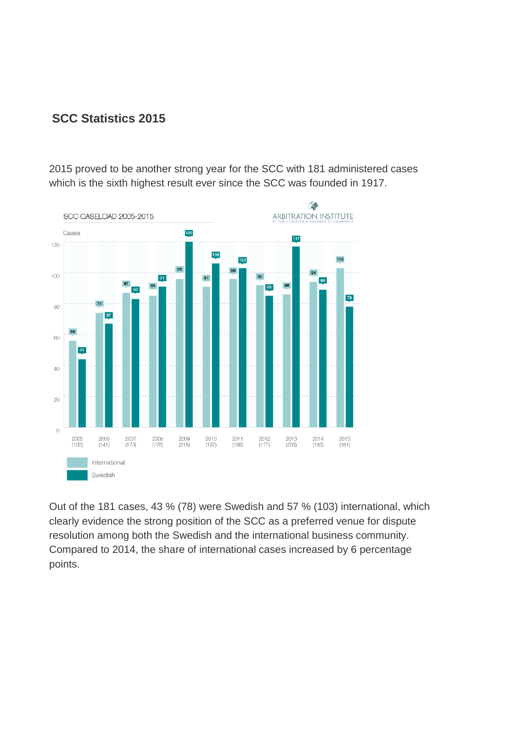## SCC Statistics 2015

2015 proved to be another strong year for the SCC with 181 administered cases which is the sixth highest result ever since the SCC was founded in 1917.

SCC CASELOAD 2005-2015

| Year (total) | International | Swedish |
|---|---|---|
| 2005 (100) | 56 | 44 |
| 2006 (141) | 74 | 67 |
| 2007 (170) | 87 | 83 |
| 2008 (176) | 85 | 91 |
| 2009 (216) | 96 | 120 |
| 2010 (197) | 91 | 106 |
| 2011 (199) | 96 | 103 |
| 2012 (177) | 92 | 85 |
| 2013 (203) | 86 | 117 |
| 2014 (183) | 94 | 89 |
| 2015 (181) | 103 | 78 |

Out of the 181 cases, 43 % (78) were Swedish and 57 % (103) international, which clearly evidence the strong position of the SCC as a preferred venue for dispute resolution among both the Swedish and the international business community. Compared to 2014, the share of international cases increased by 6 percentage points.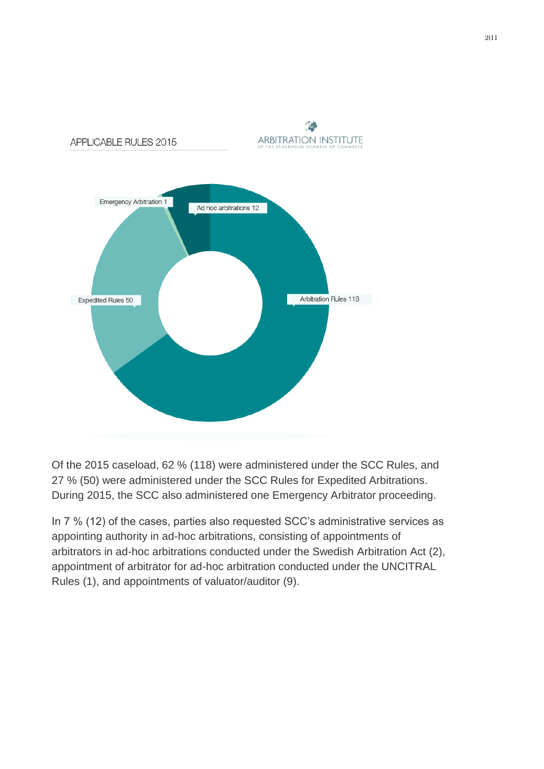APPLICABLE RULES 2015

ARBITRATION INSTITUTE
OF THE STOCKHOLM CHAMBER OF COMMERCE

Emergency Arbitration 1

Ad hoc arbitrations 12

Expedited Rules 50

Arbitration Rules 118

Of the 2015 caseload, 62 % (118) were administered under the SCC Rules, and 27 % (50) were administered under the SCC Rules for Expedited Arbitrations. During 2015, the SCC also administered one Emergency Arbitrator proceeding.

In 7 % (12) of the cases, parties also requested SCC's administrative services as appointing authority in ad-hoc arbitrations, consisting of appointments of arbitrators in ad-hoc arbitrations conducted under the Swedish Arbitration Act (2), appointment of arbitrator for ad-hoc arbitration conducted under the UNCITRAL Rules (1), and appointments of valuator/auditor (9).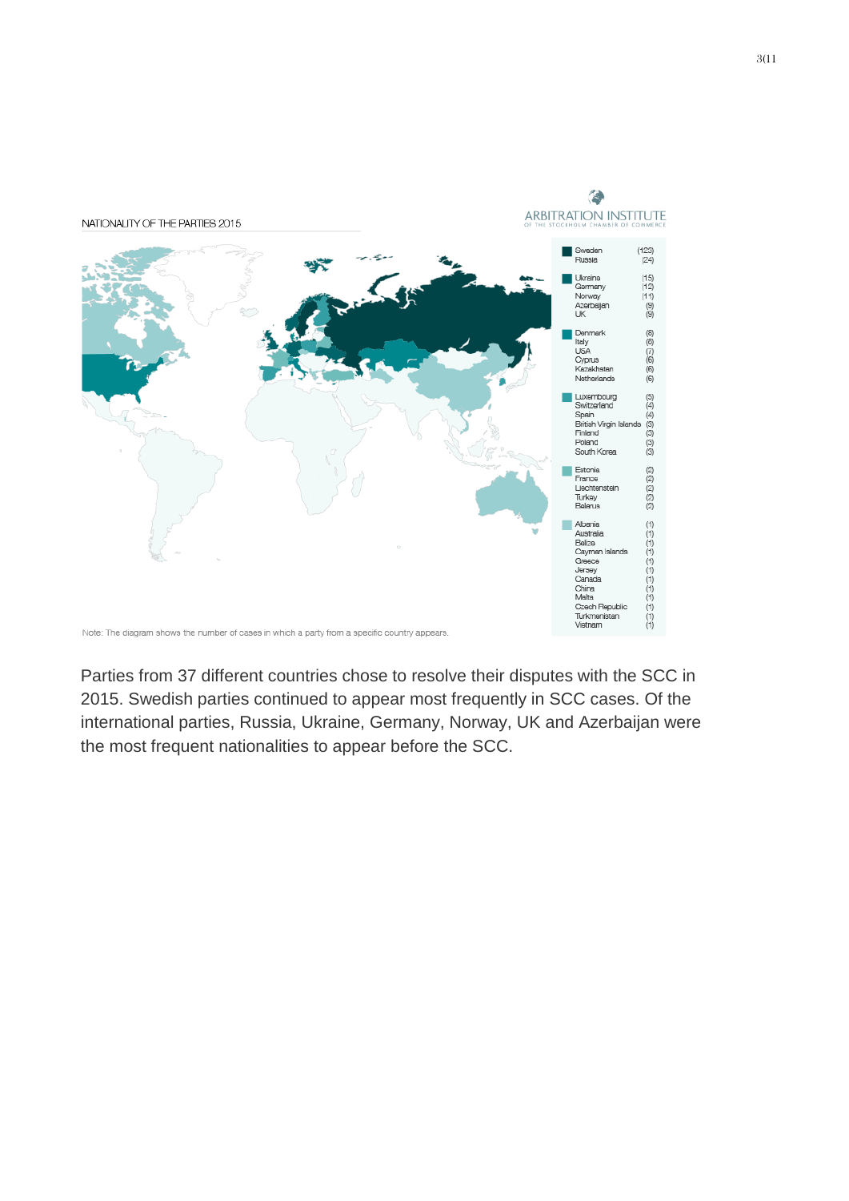NATIONALITY OF THE PARTIES 2015

ARBITRATION INSTITUTE
OF THE STOCKHOLM CHAMBER OF COMMERCE

| Country | Cases |
|---|---|
| Sweden | (123) |
| Russia | (24) |
| Ukraine | (15) |
| Germany | (12) |
| Norway | (11) |
| Azerbaijan | (9) |
| UK | (9) |
| Denmark | (8) |
| Italy | (8) |
| USA | (7) |
| Cyprus | (6) |
| Kazakhstan | (6) |
| Netherlands | (6) |
| Luxembourg | (5) |
| Switzerland | (4) |
| Spain | (4) |
| British Virgin Islands | (3) |
| Finland | (3) |
| Poland | (3) |
| South Korea | (3) |
| Estonia | (2) |
| France | (2) |
| Liechtenstein | (2) |
| Turkey | (2) |
| Belarus | (2) |
| Albania | (1) |
| Australia | (1) |
| Belize | (1) |
| Cayman Islands | (1) |
| Greece | (1) |
| Jersey | (1) |
| Canada | (1) |
| China | (1) |
| Malta | (1) |
| Czech Republic | (1) |
| Turkmenistan | (1) |
| Vietnam | (1) |

Note: The diagram shows the number of cases in which a party from a specific country appears.

Parties from 37 different countries chose to resolve their disputes with the SCC in 2015. Swedish parties continued to appear most frequently in SCC cases. Of the international parties, Russia, Ukraine, Germany, Norway, UK and Azerbaijan were the most frequent nationalities to appear before the SCC.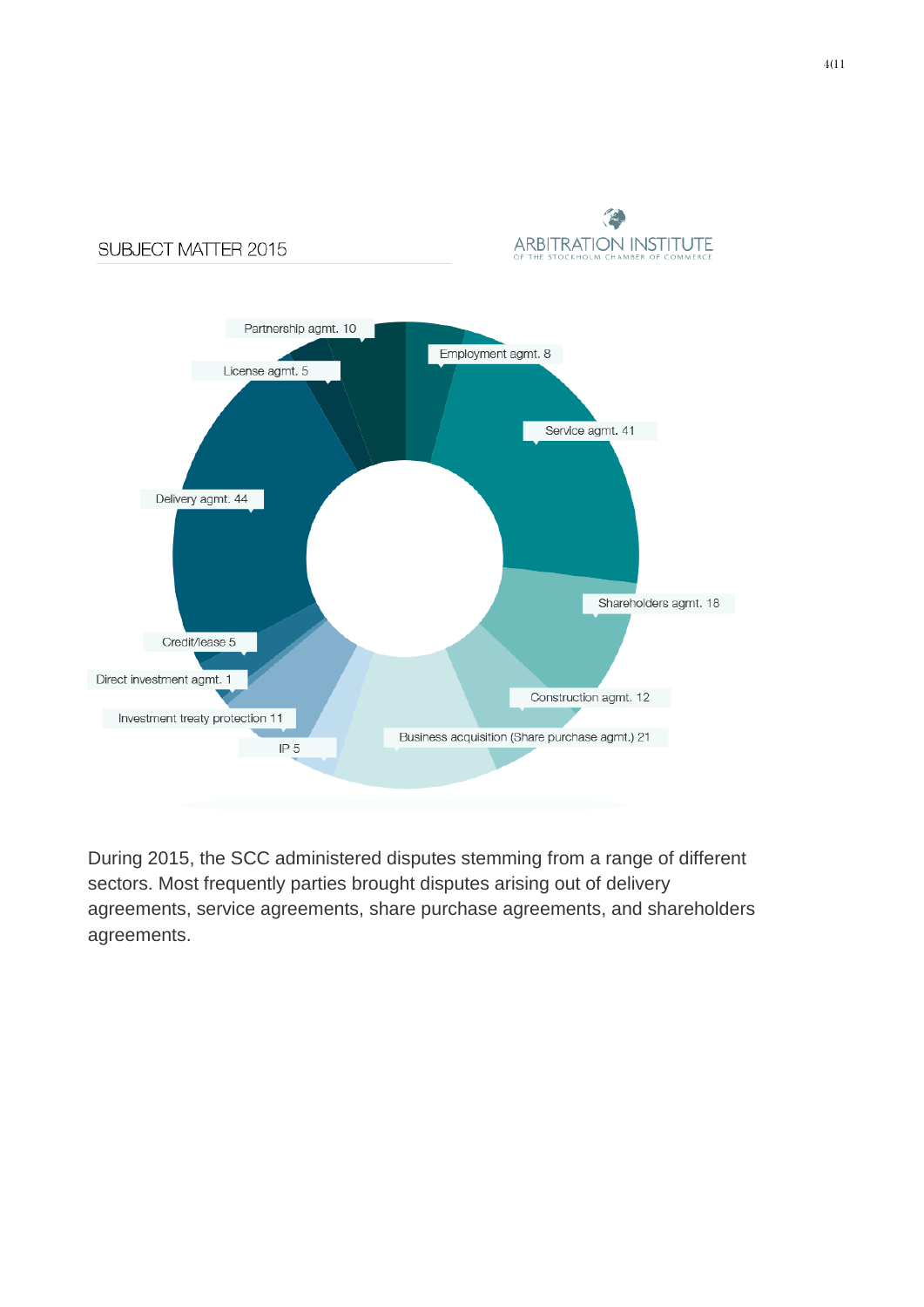## SUBJECT MATTER 2015

ARBITRATION INSTITUTE
OF THE STOCKHOLM CHAMBER OF COMMERCE

| Subject matter | Number |
| --- | --- |
| Partnership agmt. | 10 |
| Employment agmt. | 8 |
| Service agmt. | 41 |
| Shareholders agmt. | 18 |
| Construction agmt. | 12 |
| Business acquisition (Share purchase agmt.) | 21 |
| IP | 5 |
| Investment treaty protection | 11 |
| Direct investment agmt. | 1 |
| Credit/lease | 5 |
| Delivery agmt. | 44 |
| License agmt. | 5 |

During 2015, the SCC administered disputes stemming from a range of different sectors. Most frequently parties brought disputes arising out of delivery agreements, service agreements, share purchase agreements, and shareholders agreements.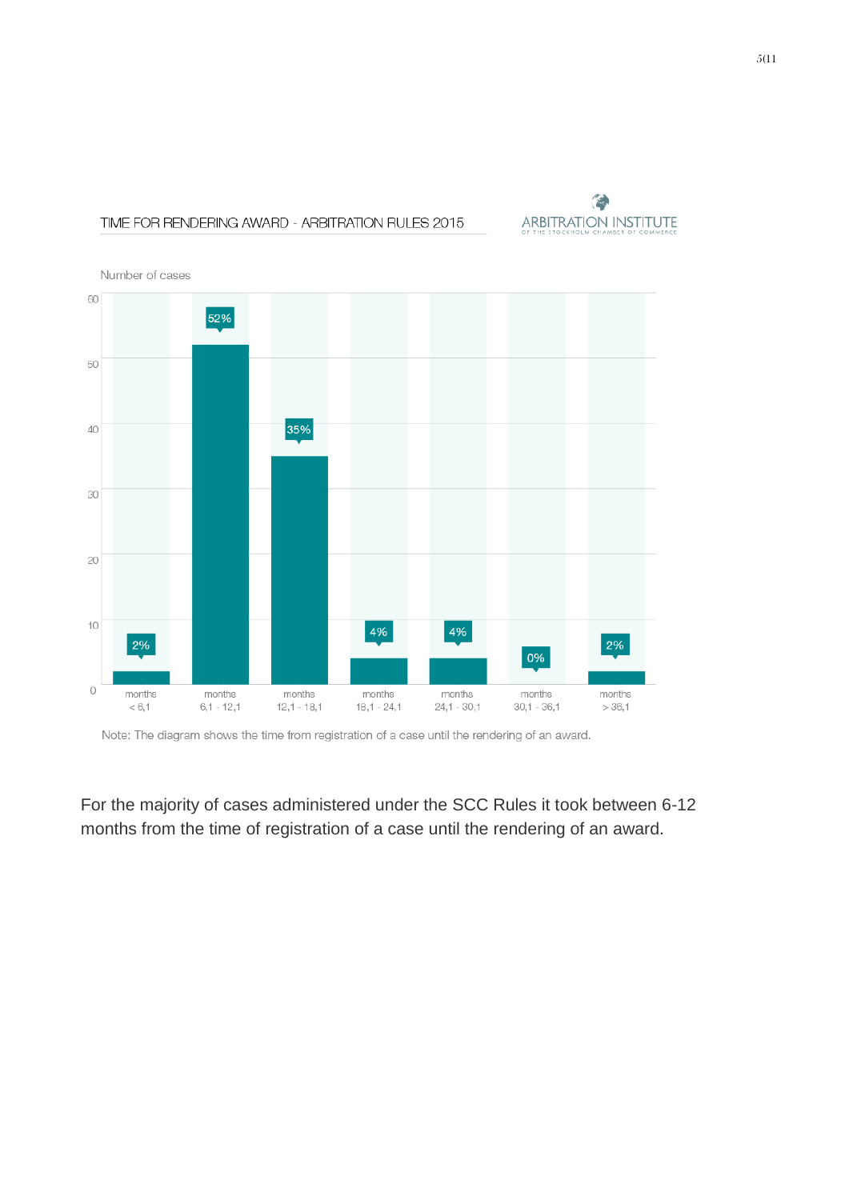TIME FOR RENDERING AWARD - ARBITRATION RULES 2015

ARBITRATION INSTITUTE OF THE STOCKHOLM CHAMBER OF COMMERCE

Number of cases

| Time | Percentage |
|---|---|
| months < 6,1 | 2% |
| months 6,1 - 12,1 | 52% |
| months 12,1 - 18,1 | 35% |
| months 18,1 - 24,1 | 4% |
| months 24,1 - 30,1 | 4% |
| months 30,1 - 36,1 | 0% |
| months > 36,1 | 2% |

Note: The diagram shows the time from registration of a case until the rendering of an award.

For the majority of cases administered under the SCC Rules it took between 6-12 months from the time of registration of a case until the rendering of an award.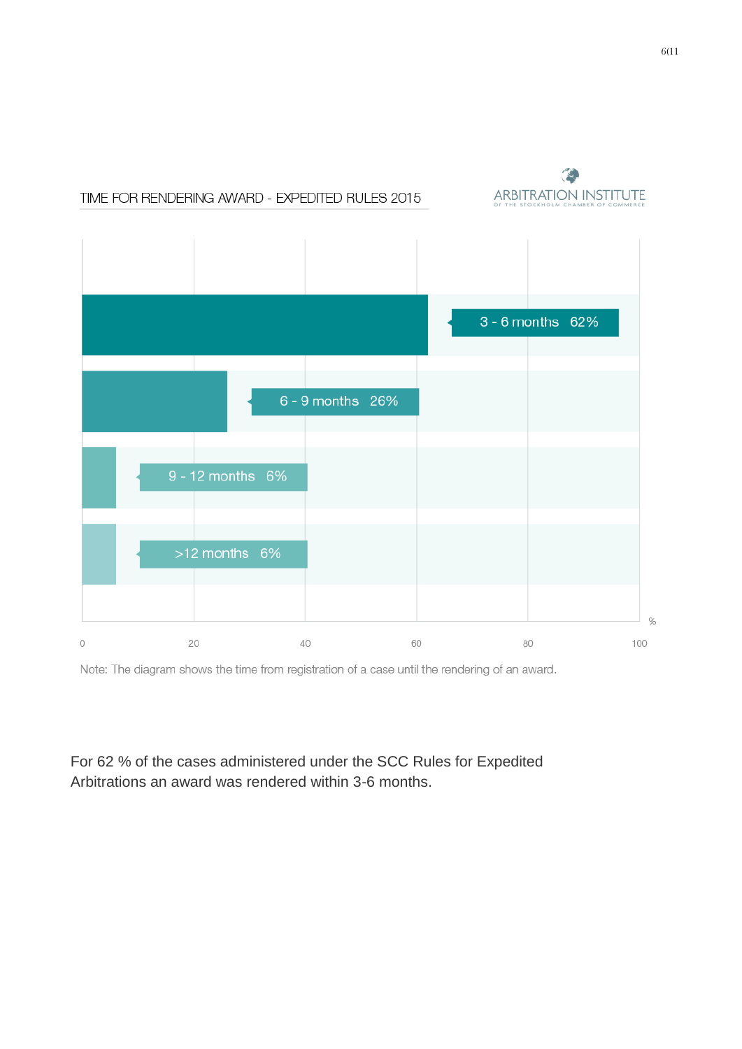TIME FOR RENDERING AWARD - EXPEDITED RULES 2015

ARBITRATION INSTITUTE
OF THE STOCKHOLM CHAMBER OF COMMERCE

| Time | % |
| --- | --- |
| 3 - 6 months | 62% |
| 6 - 9 months | 26% |
| 9 - 12 months | 6% |
| >12 months | 6% |

Note: The diagram shows the time from registration of a case until the rendering of an award.

For 62 % of the cases administered under the SCC Rules for Expedited Arbitrations an award was rendered within 3-6 months.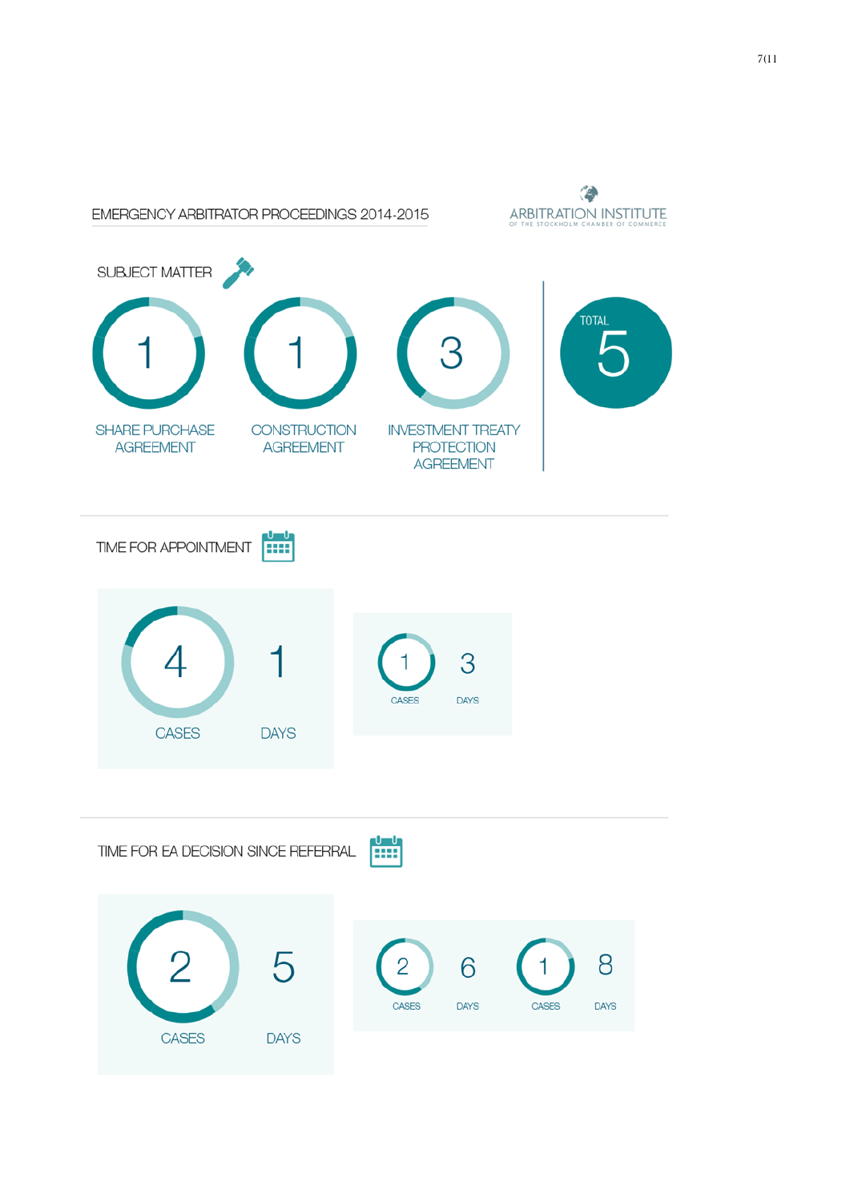# EMERGENCY ARBITRATOR PROCEEDINGS 2014-2015

ARBITRATION INSTITUTE
OF THE STOCKHOLM CHAMBER OF COMMERCE

## SUBJECT MATTER

| Subject matter | Cases |
| --- | --- |
| SHARE PURCHASE AGREEMENT | 1 |
| CONSTRUCTION AGREEMENT | 1 |
| INVESTMENT TREATY PROTECTION AGREEMENT | 3 |
| TOTAL | 5 |

## TIME FOR APPOINTMENT

| CASES | DAYS |
| --- | --- |
| 4 | 1 |
| 1 | 3 |

## TIME FOR EA DECISION SINCE REFERRAL

| CASES | DAYS |
| --- | --- |
| 2 | 5 |
| 2 | 6 |
| 1 | 8 |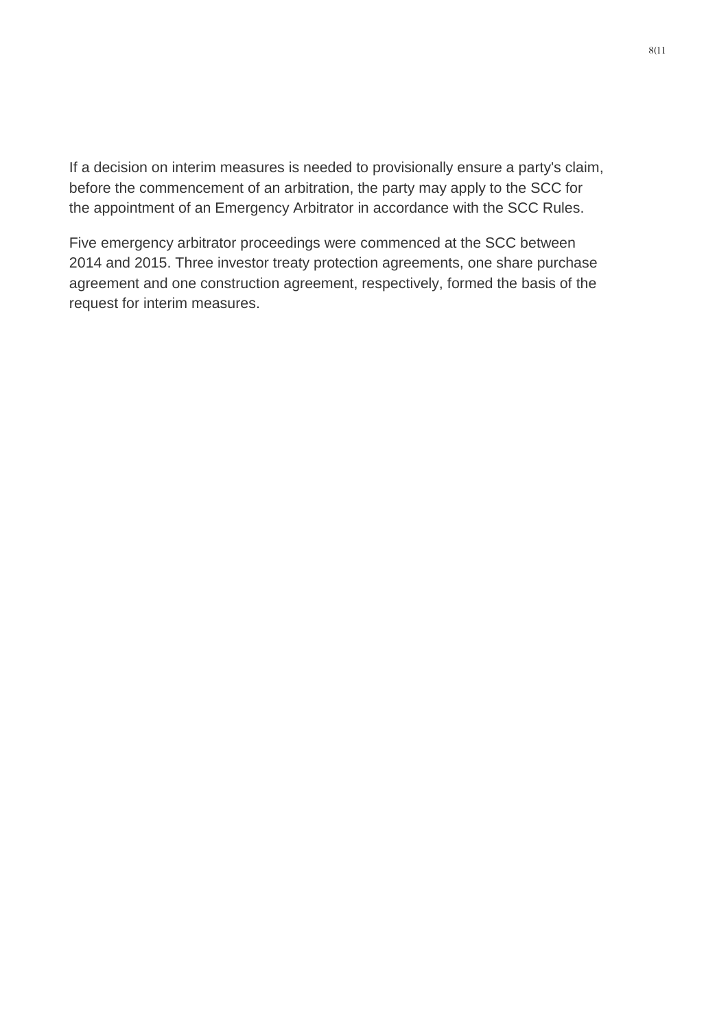If a decision on interim measures is needed to provisionally ensure a party's claim, before the commencement of an arbitration, the party may apply to the SCC for the appointment of an Emergency Arbitrator in accordance with the SCC Rules.

Five emergency arbitrator proceedings were commenced at the SCC between 2014 and 2015. Three investor treaty protection agreements, one share purchase agreement and one construction agreement, respectively, formed the basis of the request for interim measures.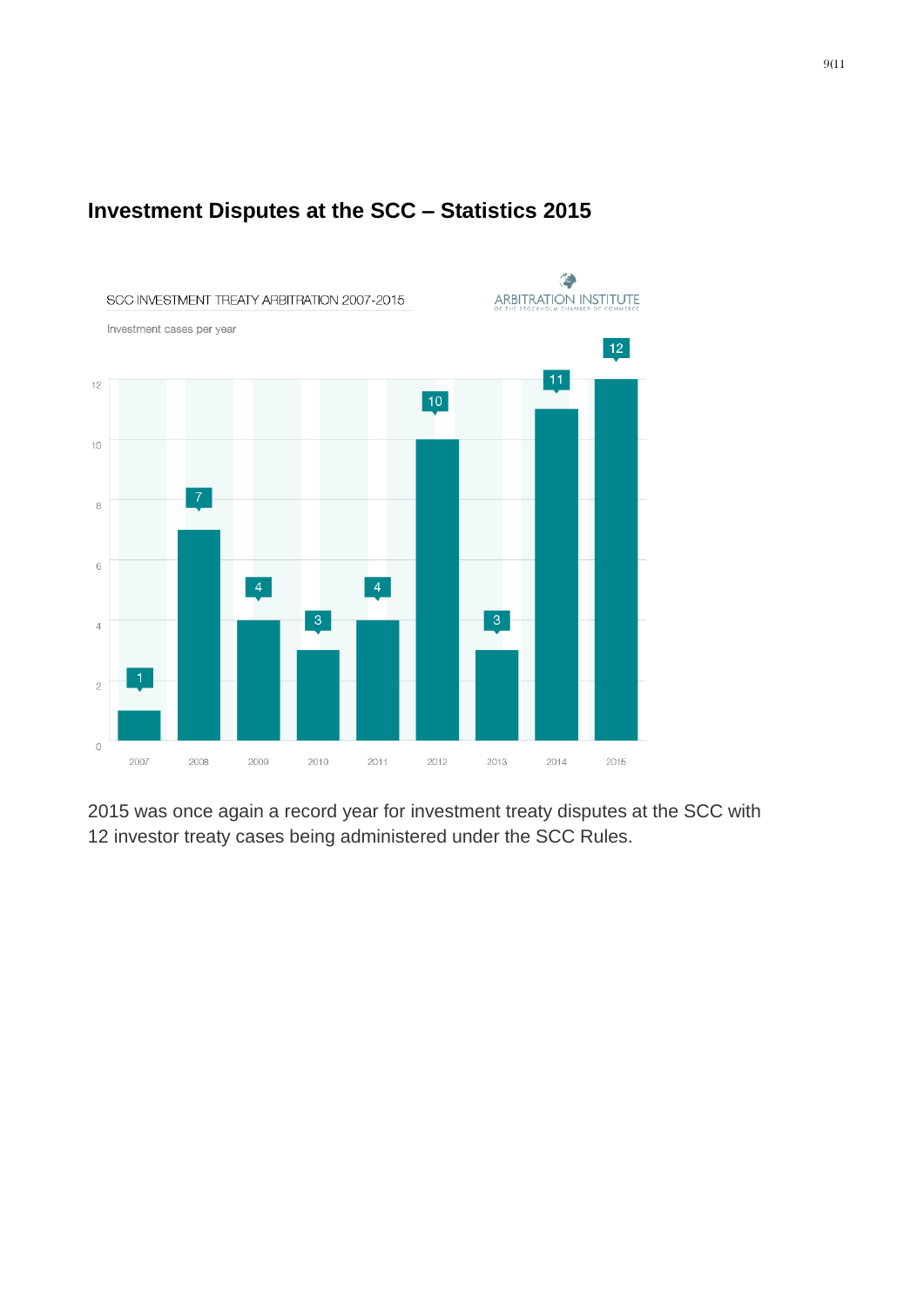# Investment Disputes at the SCC – Statistics 2015

SCC INVESTMENT TREATY ARBITRATION 2007-2015

Investment cases per year

| Year | Cases |
| --- | --- |
| 2007 | 1 |
| 2008 | 7 |
| 2009 | 4 |
| 2010 | 3 |
| 2011 | 4 |
| 2012 | 10 |
| 2013 | 3 |
| 2014 | 11 |
| 2015 | 12 |

2015 was once again a record year for investment treaty disputes at the SCC with 12 investor treaty cases being administered under the SCC Rules.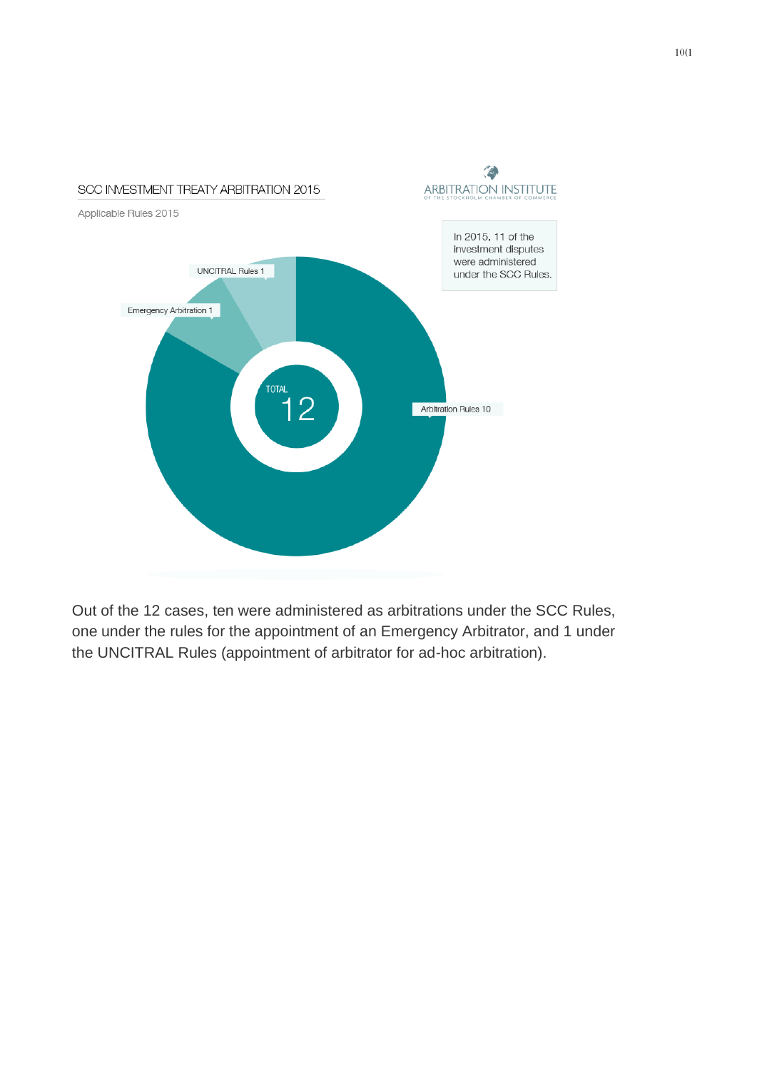SCC INVESTMENT TREATY ARBITRATION 2015

ARBITRATION INSTITUTE
OF THE STOCKHOLM CHAMBER OF COMMERCE

Applicable Rules 2015

In 2015, 11 of the investment disputes were administered under the SCC Rules.

UNCITRAL Rules 1

Emergency Arbitration 1

Arbitration Rules 10

TOTAL
12

Out of the 12 cases, ten were administered as arbitrations under the SCC Rules, one under the rules for the appointment of an Emergency Arbitrator, and 1 under the UNCITRAL Rules (appointment of arbitrator for ad-hoc arbitration).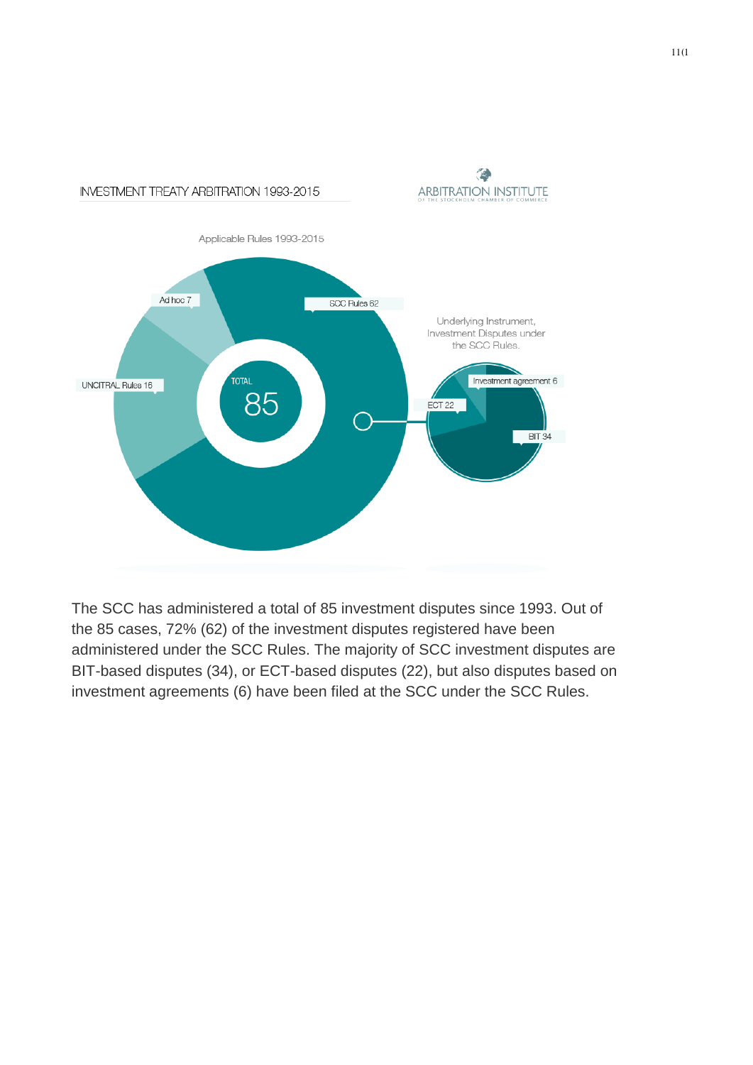INVESTMENT TREATY ARBITRATION 1993-2015

ARBITRATION INSTITUTE
OF THE STOCKHOLM CHAMBER OF COMMERCE

Applicable Rules 1993-2015

Ad hoc 7

SCC Rules 62

UNCITRAL Rules 16

TOTAL
85

Underlying Instrument, Investment Disputes under the SCC Rules.

Investment agreement 6

ECT 22

BIT 34

The SCC has administered a total of 85 investment disputes since 1993. Out of the 85 cases, 72% (62) of the investment disputes registered have been administered under the SCC Rules. The majority of SCC investment disputes are BIT-based disputes (34), or ECT-based disputes (22), but also disputes based on investment agreements (6) have been filed at the SCC under the SCC Rules.